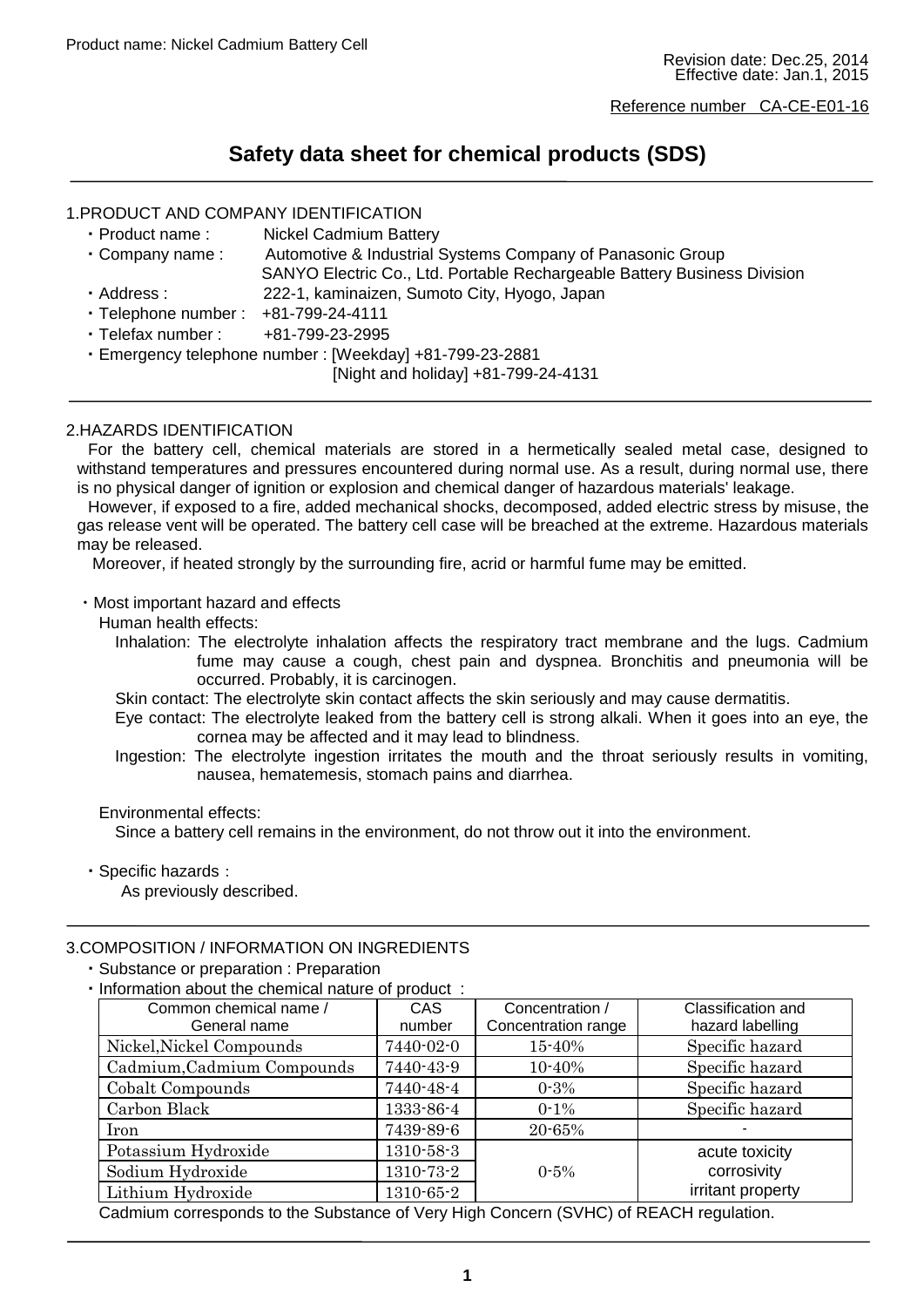Product name: Nickel Cadmium Battery Cell

Revision date: Dec.25, 2014
Effective date: Jan.1, 2015

Reference number CA-CE-E01-16

# Safety data sheet for chemical products (SDS)

## 1.PRODUCT AND COMPANY IDENTIFICATION

- Product name : Nickel Cadmium Battery
- Company name : Automotive & Industrial Systems Company of Panasonic Group
  SANYO Electric Co., Ltd. Portable Rechargeable Battery Business Division
- Address : 222-1, kaminaizen, Sumoto City, Hyogo, Japan
- Telephone number : +81-799-24-4111
- Telefax number : +81-799-23-2995
- Emergency telephone number : [Weekday] +81-799-23-2881
  [Night and holiday] +81-799-24-4131

## 2.HAZARDS IDENTIFICATION

For the battery cell, chemical materials are stored in a hermetically sealed metal case, designed to withstand temperatures and pressures encountered during normal use. As a result, during normal use, there is no physical danger of ignition or explosion and chemical danger of hazardous materials' leakage.

However, if exposed to a fire, added mechanical shocks, decomposed, added electric stress by misuse, the gas release vent will be operated. The battery cell case will be breached at the extreme. Hazardous materials may be released.

Moreover, if heated strongly by the surrounding fire, acrid or harmful fume may be emitted.

- Most important hazard and effects

Human health effects:

Inhalation: The electrolyte inhalation affects the respiratory tract membrane and the lugs. Cadmium fume may cause a cough, chest pain and dyspnea. Bronchitis and pneumonia will be occurred. Probably, it is carcinogen.

Skin contact: The electrolyte skin contact affects the skin seriously and may cause dermatitis.

Eye contact: The electrolyte leaked from the battery cell is strong alkali. When it goes into an eye, the cornea may be affected and it may lead to blindness.

Ingestion: The electrolyte ingestion irritates the mouth and the throat seriously results in vomiting, nausea, hematemesis, stomach pains and diarrhea.

Environmental effects:

Since a battery cell remains in the environment, do not throw out it into the environment.

- Specific hazards：
  As previously described.

## 3.COMPOSITION / INFORMATION ON INGREDIENTS

- Substance or preparation : Preparation
- Information about the chemical nature of product :

| Common chemical name / General name | CAS number | Concentration / Concentration range | Classification and hazard labelling |
|---|---|---|---|
| Nickel,Nickel Compounds | 7440-02-0 | 15-40% | Specific hazard |
| Cadmium,Cadmium Compounds | 7440-43-9 | 10-40% | Specific hazard |
| Cobalt Compounds | 7440-48-4 | 0-3% | Specific hazard |
| Carbon Black | 1333-86-4 | 0-1% | Specific hazard |
| Iron | 7439-89-6 | 20-65% | - |
| Potassium Hydroxide | 1310-58-3 | 0-5% | acute toxicity corrosivity irritant property |
| Sodium Hydroxide | 1310-73-2 | | |
| Lithium Hydroxide | 1310-65-2 | | |

Cadmium corresponds to the Substance of Very High Concern (SVHC) of REACH regulation.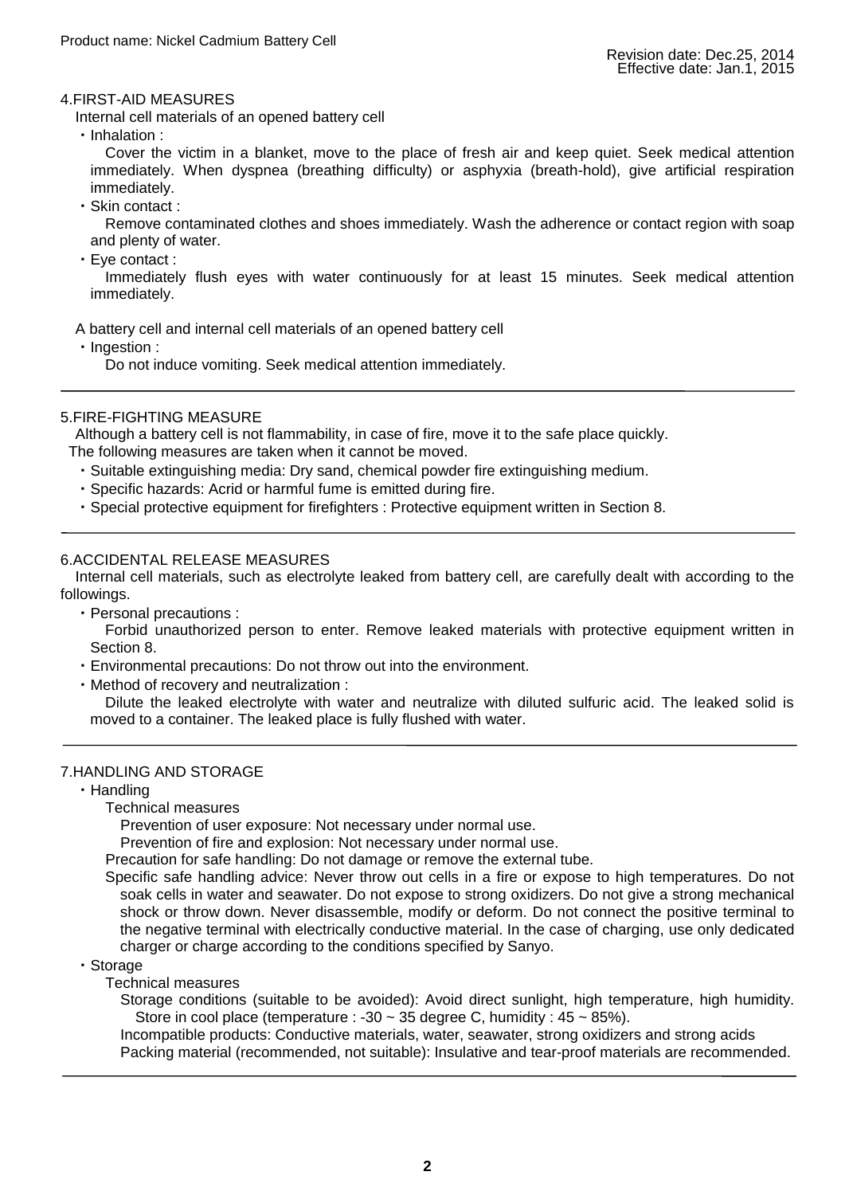## 4.FIRST-AID MEASURES

Internal cell materials of an opened battery cell

- Inhalation :

  Cover the victim in a blanket, move to the place of fresh air and keep quiet. Seek medical attention immediately. When dyspnea (breathing difficulty) or asphyxia (breath-hold), give artificial respiration immediately.

- Skin contact :

  Remove contaminated clothes and shoes immediately. Wash the adherence or contact region with soap and plenty of water.

- Eye contact :

  Immediately flush eyes with water continuously for at least 15 minutes. Seek medical attention immediately.

A battery cell and internal cell materials of an opened battery cell

- Ingestion :

  Do not induce vomiting. Seek medical attention immediately.

---

## 5.FIRE-FIGHTING MEASURE

Although a battery cell is not flammability, in case of fire, move it to the safe place quickly.
The following measures are taken when it cannot be moved.

- Suitable extinguishing media: Dry sand, chemical powder fire extinguishing medium.
- Specific hazards: Acrid or harmful fume is emitted during fire.
- Special protective equipment for firefighters : Protective equipment written in Section 8.

---

## 6.ACCIDENTAL RELEASE MEASURES

Internal cell materials, such as electrolyte leaked from battery cell, are carefully dealt with according to the followings.

- Personal precautions :

  Forbid unauthorized person to enter. Remove leaked materials with protective equipment written in Section 8.

- Environmental precautions: Do not throw out into the environment.
- Method of recovery and neutralization :

  Dilute the leaked electrolyte with water and neutralize with diluted sulfuric acid. The leaked solid is moved to a container. The leaked place is fully flushed with water.

---

## 7.HANDLING AND STORAGE

- Handling

  Technical measures

  Prevention of user exposure: Not necessary under normal use.

  Prevention of fire and explosion: Not necessary under normal use.

  Precaution for safe handling: Do not damage or remove the external tube.

  Specific safe handling advice: Never throw out cells in a fire or expose to high temperatures. Do not soak cells in water and seawater. Do not expose to strong oxidizers. Do not give a strong mechanical shock or throw down. Never disassemble, modify or deform. Do not connect the positive terminal to the negative terminal with electrically conductive material. In the case of charging, use only dedicated charger or charge according to the conditions specified by Sanyo.

- Storage

  Technical measures

  Storage conditions (suitable to be avoided): Avoid direct sunlight, high temperature, high humidity. Store in cool place (temperature : -30 ~ 35 degree C, humidity : 45 ~ 85%).

  Incompatible products: Conductive materials, water, seawater, strong oxidizers and strong acids

  Packing material (recommended, not suitable): Insulative and tear-proof materials are recommended.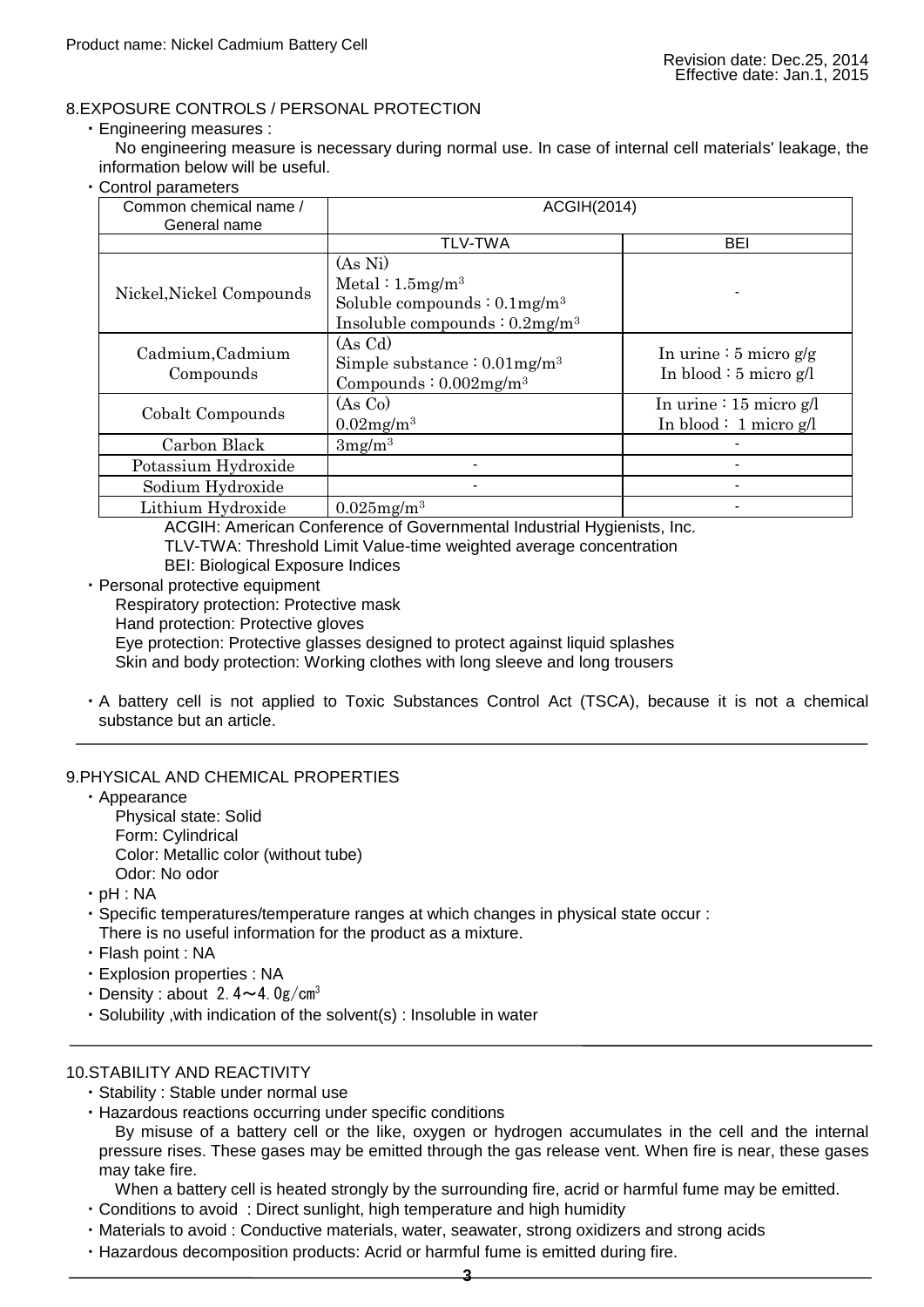## 8.EXPOSURE CONTROLS / PERSONAL PROTECTION

・Engineering measures :

No engineering measure is necessary during normal use. In case of internal cell materials' leakage, the information below will be useful.

・Control parameters

| Common chemical name / General name | ACGIH(2014) | |
|---|---|---|
| | TLV-TWA | BEI |
| Nickel,Nickel Compounds | (As Ni)<br>Metal : $1.5mg/m^3$<br>Soluble compounds : $0.1mg/m^3$<br>Insoluble compounds : $0.2mg/m^3$ | - |
| Cadmium,Cadmium Compounds | (As Cd)<br>Simple substance : $0.01mg/m^3$<br>Compounds : $0.002mg/m^3$ | In urine : 5 micro g/g<br>In blood : 5 micro g/l |
| Cobalt Compounds | (As Co)<br>$0.02mg/m^3$ | In urine : 15 micro g/l<br>In blood : 1 micro g/l |
| Carbon Black | $3mg/m^3$ | - |
| Potassium Hydroxide | - | - |
| Sodium Hydroxide | - | - |
| Lithium Hydroxide | $0.025mg/m^3$ | - |

ACGIH: American Conference of Governmental Industrial Hygienists, Inc.
TLV-TWA: Threshold Limit Value-time weighted average concentration
BEI: Biological Exposure Indices

・Personal protective equipment

Respiratory protection: Protective mask
Hand protection: Protective gloves
Eye protection: Protective glasses designed to protect against liquid splashes
Skin and body protection: Working clothes with long sleeve and long trousers

・A battery cell is not applied to Toxic Substances Control Act (TSCA), because it is not a chemical substance but an article.

## 9.PHYSICAL AND CHEMICAL PROPERTIES

・Appearance

Physical state: Solid
Form: Cylindrical
Color: Metallic color (without tube)
Odor: No odor

・pH : NA

・Specific temperatures/temperature ranges at which changes in physical state occur :
There is no useful information for the product as a mixture.

・Flash point : NA

・Explosion properties : NA

・Density : about 2.4～4.0g/cm$^3$

・Solubility ,with indication of the solvent(s) : Insoluble in water

## 10.STABILITY AND REACTIVITY

・Stability : Stable under normal use

・Hazardous reactions occurring under specific conditions

By misuse of a battery cell or the like, oxygen or hydrogen accumulates in the cell and the internal pressure rises. These gases may be emitted through the gas release vent. When fire is near, these gases may take fire.

When a battery cell is heated strongly by the surrounding fire, acrid or harmful fume may be emitted.

・Conditions to avoid : Direct sunlight, high temperature and high humidity

・Materials to avoid : Conductive materials, water, seawater, strong oxidizers and strong acids

・Hazardous decomposition products: Acrid or harmful fume is emitted during fire.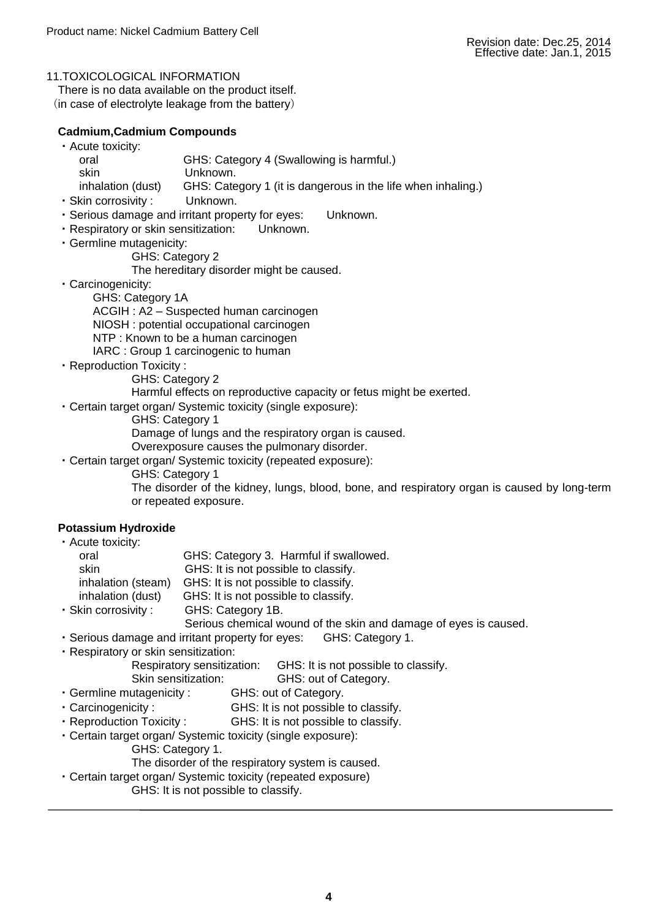## 11.TOXICOLOGICAL INFORMATION

There is no data available on the product itself.
（in case of electrolyte leakage from the battery）

**Cadmium,Cadmium Compounds**

- Acute toxicity:
  - oral　　GHS: Category 4 (Swallowing is harmful.)
  - skin　　Unknown.
  - inhalation (dust)　　GHS: Category 1 (it is dangerous in the life when inhaling.)
- Skin corrosivity :　　Unknown.
- Serious damage and irritant property for eyes:　　Unknown.
- Respiratory or skin sensitization:　　Unknown.
- Germline mutagenicity:
  GHS: Category 2
  The hereditary disorder might be caused.
- Carcinogenicity:
  GHS: Category 1A
  ACGIH : A2 – Suspected human carcinogen
  NIOSH : potential occupational carcinogen
  NTP : Known to be a human carcinogen
  IARC : Group 1 carcinogenic to human
- Reproduction Toxicity :
  GHS: Category 2
  Harmful effects on reproductive capacity or fetus might be exerted.
- Certain target organ/ Systemic toxicity (single exposure):
  GHS: Category 1
  Damage of lungs and the respiratory organ is caused.
  Overexposure causes the pulmonary disorder.
- Certain target organ/ Systemic toxicity (repeated exposure):
  GHS: Category 1
  The disorder of the kidney, lungs, blood, bone, and respiratory organ is caused by long-term or repeated exposure.

**Potassium Hydroxide**

- Acute toxicity:
  - oral　　GHS: Category 3. Harmful if swallowed.
  - skin　　GHS: It is not possible to classify.
  - inhalation (steam)　　GHS: It is not possible to classify.
  - inhalation (dust)　　GHS: It is not possible to classify.
- Skin corrosivity :　　GHS: Category 1B.
  Serious chemical wound of the skin and damage of eyes is caused.
- Serious damage and irritant property for eyes:　　GHS: Category 1.
- Respiratory or skin sensitization:
  Respiratory sensitization:　　GHS: It is not possible to classify.
  Skin sensitization:　　GHS: out of Category.
- Germline mutagenicity :　　GHS: out of Category.
- Carcinogenicity :　　GHS: It is not possible to classify.
- Reproduction Toxicity :　　GHS: It is not possible to classify.
- Certain target organ/ Systemic toxicity (single exposure):
  GHS: Category 1.
  The disorder of the respiratory system is caused.
- Certain target organ/ Systemic toxicity (repeated exposure)
  GHS: It is not possible to classify.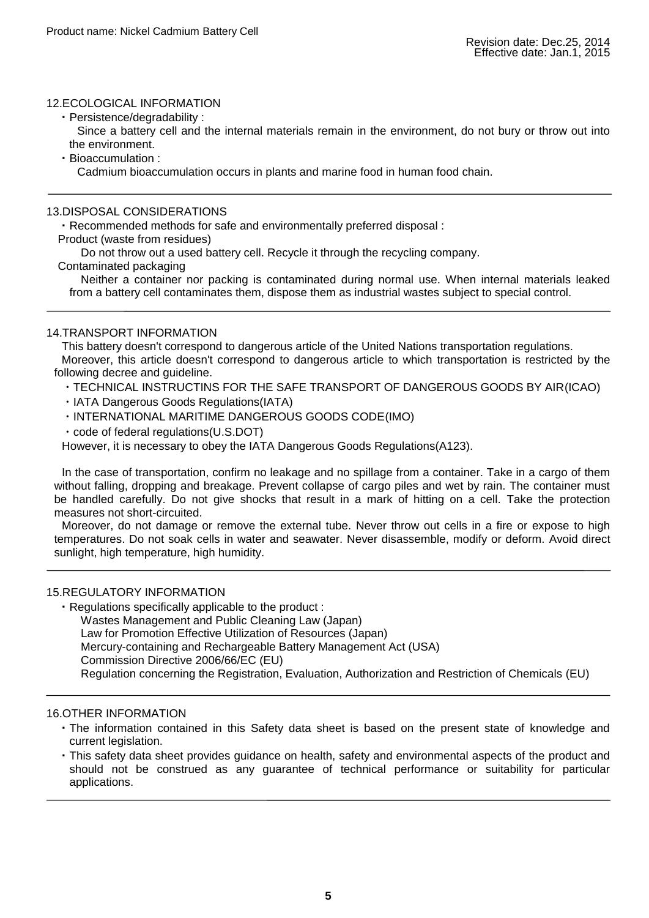## 12.ECOLOGICAL INFORMATION

- Persistence/degradability :

  Since a battery cell and the internal materials remain in the environment, do not bury or throw out into the environment.

- Bioaccumulation :

  Cadmium bioaccumulation occurs in plants and marine food in human food chain.

## 13.DISPOSAL CONSIDERATIONS

- Recommended methods for safe and environmentally preferred disposal :

Product (waste from residues)

Do not throw out a used battery cell. Recycle it through the recycling company.

Contaminated packaging

Neither a container nor packing is contaminated during normal use. When internal materials leaked from a battery cell contaminates them, dispose them as industrial wastes subject to special control.

## 14.TRANSPORT INFORMATION

This battery doesn't correspond to dangerous article of the United Nations transportation regulations.

Moreover, this article doesn't correspond to dangerous article to which transportation is restricted by the following decree and guideline.

- TECHNICAL INSTRUCTINS FOR THE SAFE TRANSPORT OF DANGEROUS GOODS BY AIR(ICAO)
- IATA Dangerous Goods Regulations(IATA)
- INTERNATIONAL MARITIME DANGEROUS GOODS CODE(IMO)
- code of federal regulations(U.S.DOT)

However, it is necessary to obey the IATA Dangerous Goods Regulations(A123).

In the case of transportation, confirm no leakage and no spillage from a container. Take in a cargo of them without falling, dropping and breakage. Prevent collapse of cargo piles and wet by rain. The container must be handled carefully. Do not give shocks that result in a mark of hitting on a cell. Take the protection measures not short-circuited.

Moreover, do not damage or remove the external tube. Never throw out cells in a fire or expose to high temperatures. Do not soak cells in water and seawater. Never disassemble, modify or deform. Avoid direct sunlight, high temperature, high humidity.

## 15.REGULATORY INFORMATION

- Regulations specifically applicable to the product :

  Wastes Management and Public Cleaning Law (Japan)
  Law for Promotion Effective Utilization of Resources (Japan)
  Mercury-containing and Rechargeable Battery Management Act (USA)
  Commission Directive 2006/66/EC (EU)
  Regulation concerning the Registration, Evaluation, Authorization and Restriction of Chemicals (EU)

## 16.OTHER INFORMATION

- The information contained in this Safety data sheet is based on the present state of knowledge and current legislation.
- This safety data sheet provides guidance on health, safety and environmental aspects of the product and should not be construed as any guarantee of technical performance or suitability for particular applications.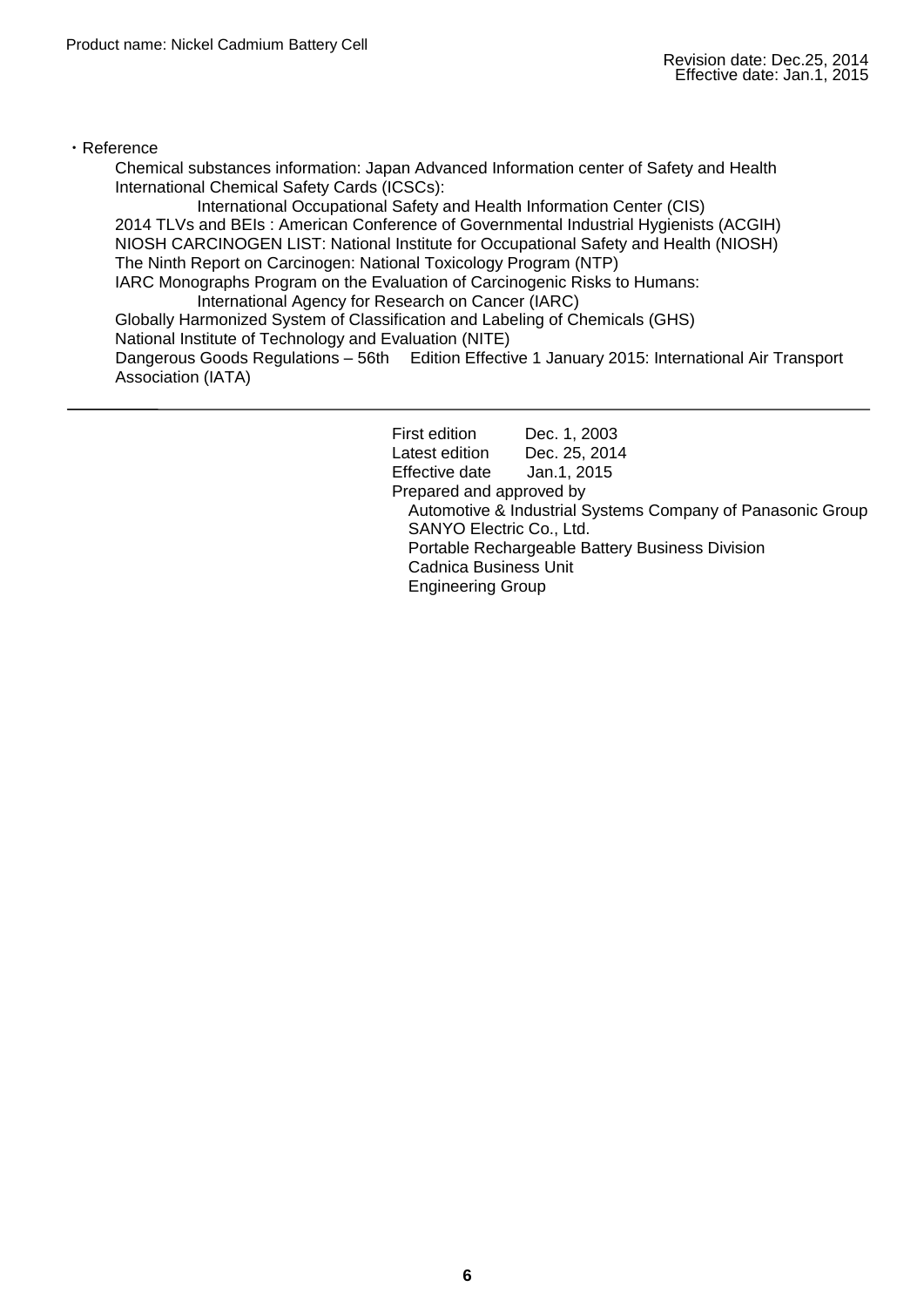・Reference

Chemical substances information: Japan Advanced Information center of Safety and Health
International Chemical Safety Cards (ICSCs):
International Occupational Safety and Health Information Center (CIS)
2014 TLVs and BEIs : American Conference of Governmental Industrial Hygienists (ACGIH)
NIOSH CARCINOGEN LIST: National Institute for Occupational Safety and Health (NIOSH)
The Ninth Report on Carcinogen: National Toxicology Program (NTP)
IARC Monographs Program on the Evaluation of Carcinogenic Risks to Humans:
International Agency for Research on Cancer (IARC)
Globally Harmonized System of Classification and Labeling of Chemicals (GHS)
National Institute of Technology and Evaluation (NITE)
Dangerous Goods Regulations – 56th Edition Effective 1 January 2015: International Air Transport Association (IATA)

---

First edition Dec. 1, 2003
Latest edition Dec. 25, 2014
Effective date Jan.1, 2015
Prepared and approved by
Automotive & Industrial Systems Company of Panasonic Group
SANYO Electric Co., Ltd.
Portable Rechargeable Battery Business Division
Cadnica Business Unit
Engineering Group